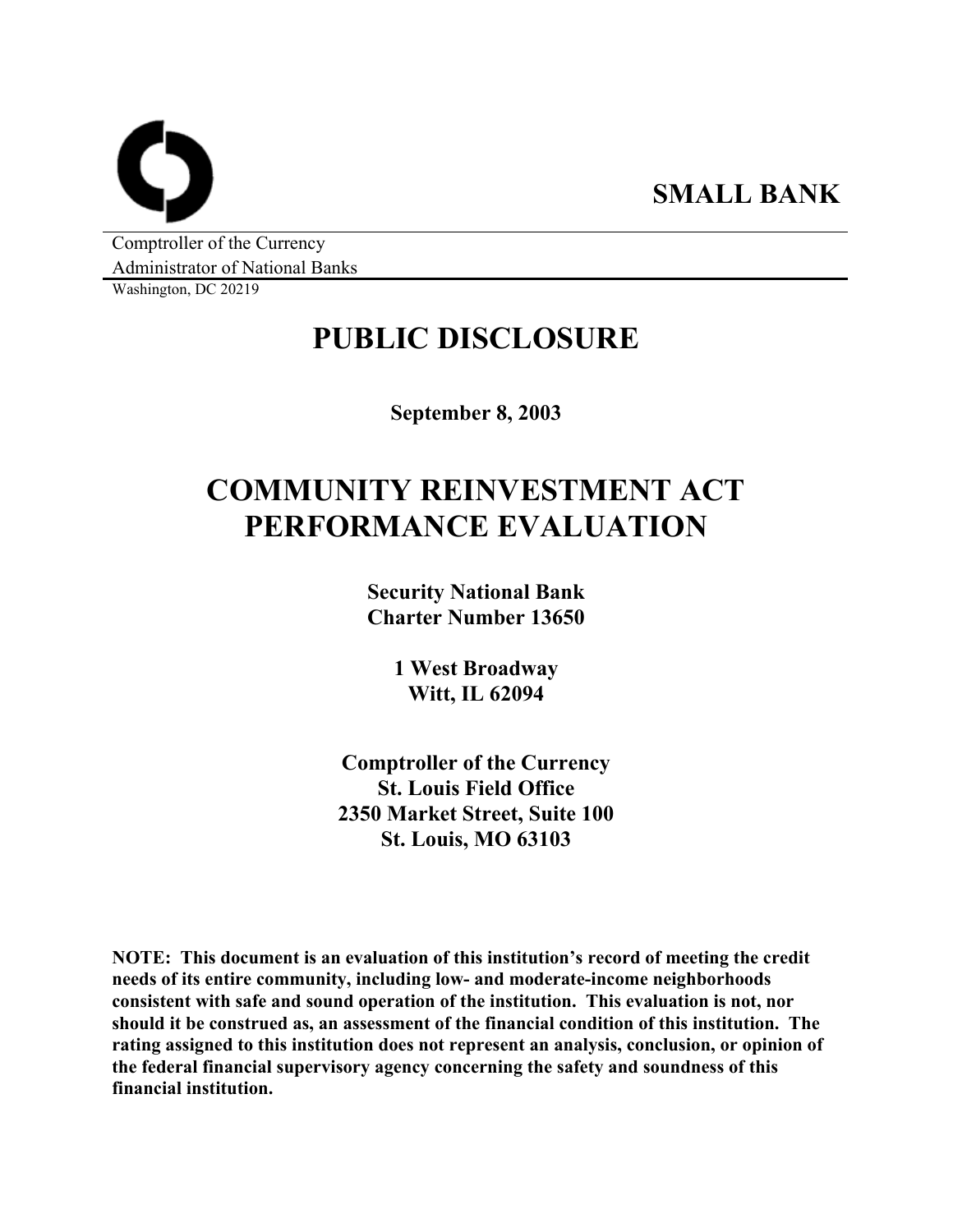**SMALL BANK**

Comptroller of the Currency
Administrator of National Banks
Washington, DC 20219

# PUBLIC DISCLOSURE

**September 8, 2003**

# COMMUNITY REINVESTMENT ACT PERFORMANCE EVALUATION

**Security National Bank**
**Charter Number 13650**

**1 West Broadway**
**Witt, IL 62094**

**Comptroller of the Currency**
**St. Louis Field Office**
**2350 Market Street, Suite 100**
**St. Louis, MO 63103**

**NOTE: This document is an evaluation of this institution's record of meeting the credit needs of its entire community, including low- and moderate-income neighborhoods consistent with safe and sound operation of the institution. This evaluation is not, nor should it be construed as, an assessment of the financial condition of this institution. The rating assigned to this institution does not represent an analysis, conclusion, or opinion of the federal financial supervisory agency concerning the safety and soundness of this financial institution.**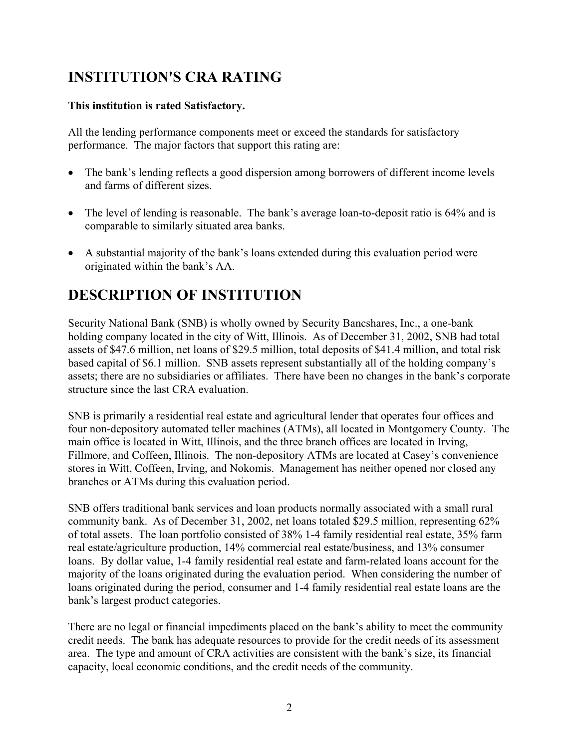# INSTITUTION'S CRA RATING

**This institution is rated Satisfactory.**

All the lending performance components meet or exceed the standards for satisfactory performance. The major factors that support this rating are:

- The bank's lending reflects a good dispersion among borrowers of different income levels and farms of different sizes.
- The level of lending is reasonable. The bank's average loan-to-deposit ratio is 64% and is comparable to similarly situated area banks.
- A substantial majority of the bank's loans extended during this evaluation period were originated within the bank's AA.

# DESCRIPTION OF INSTITUTION

Security National Bank (SNB) is wholly owned by Security Bancshares, Inc., a one-bank holding company located in the city of Witt, Illinois. As of December 31, 2002, SNB had total assets of $47.6 million, net loans of $29.5 million, total deposits of $41.4 million, and total risk based capital of $6.1 million. SNB assets represent substantially all of the holding company's assets; there are no subsidiaries or affiliates. There have been no changes in the bank's corporate structure since the last CRA evaluation.

SNB is primarily a residential real estate and agricultural lender that operates four offices and four non-depository automated teller machines (ATMs), all located in Montgomery County. The main office is located in Witt, Illinois, and the three branch offices are located in Irving, Fillmore, and Coffeen, Illinois. The non-depository ATMs are located at Casey's convenience stores in Witt, Coffeen, Irving, and Nokomis. Management has neither opened nor closed any branches or ATMs during this evaluation period.

SNB offers traditional bank services and loan products normally associated with a small rural community bank. As of December 31, 2002, net loans totaled $29.5 million, representing 62% of total assets. The loan portfolio consisted of 38% 1-4 family residential real estate, 35% farm real estate/agriculture production, 14% commercial real estate/business, and 13% consumer loans. By dollar value, 1-4 family residential real estate and farm-related loans account for the majority of the loans originated during the evaluation period. When considering the number of loans originated during the period, consumer and 1-4 family residential real estate loans are the bank's largest product categories.

There are no legal or financial impediments placed on the bank's ability to meet the community credit needs. The bank has adequate resources to provide for the credit needs of its assessment area. The type and amount of CRA activities are consistent with the bank's size, its financial capacity, local economic conditions, and the credit needs of the community.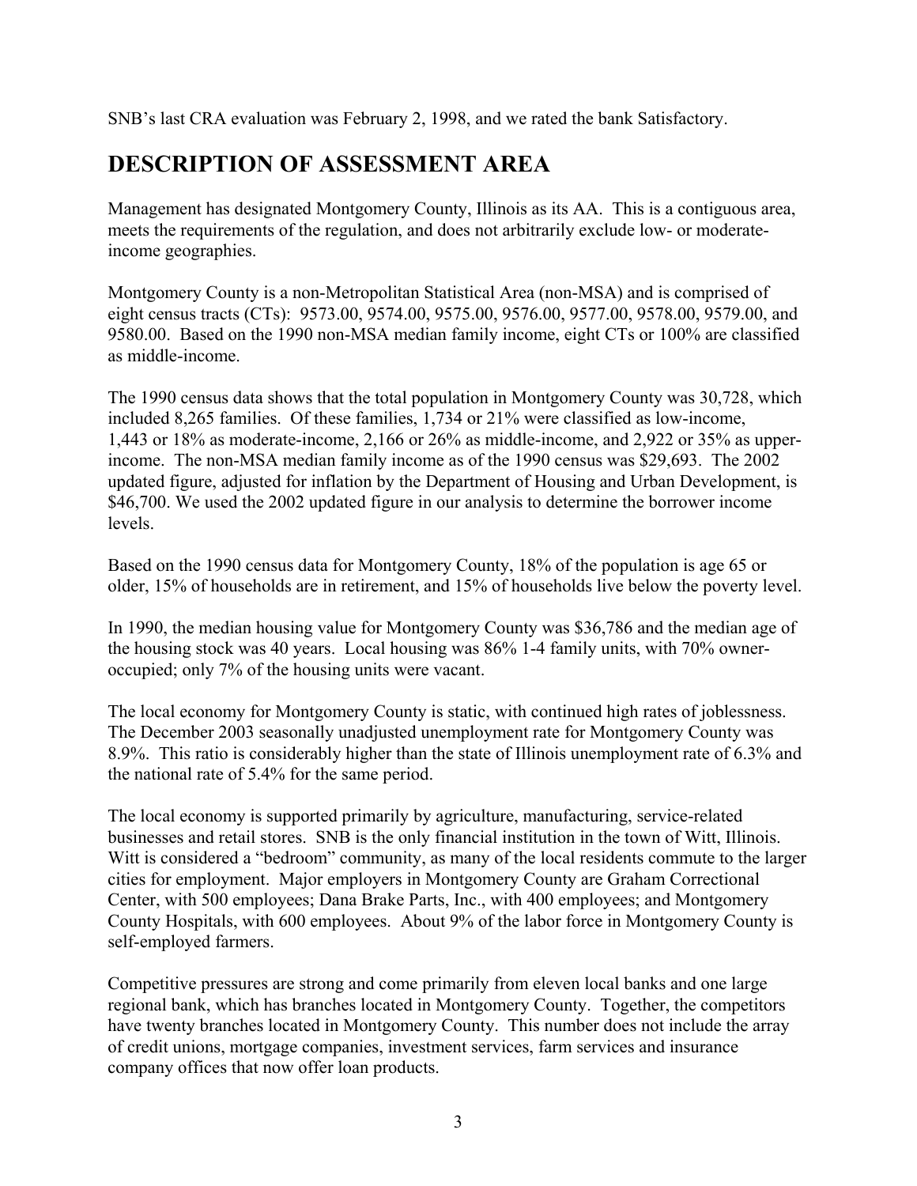SNB's last CRA evaluation was February 2, 1998, and we rated the bank Satisfactory.

## DESCRIPTION OF ASSESSMENT AREA

Management has designated Montgomery County, Illinois as its AA. This is a contiguous area, meets the requirements of the regulation, and does not arbitrarily exclude low- or moderate-income geographies.

Montgomery County is a non-Metropolitan Statistical Area (non-MSA) and is comprised of eight census tracts (CTs): 9573.00, 9574.00, 9575.00, 9576.00, 9577.00, 9578.00, 9579.00, and 9580.00. Based on the 1990 non-MSA median family income, eight CTs or 100% are classified as middle-income.

The 1990 census data shows that the total population in Montgomery County was 30,728, which included 8,265 families. Of these families, 1,734 or 21% were classified as low-income, 1,443 or 18% as moderate-income, 2,166 or 26% as middle-income, and 2,922 or 35% as upper-income. The non-MSA median family income as of the 1990 census was $29,693. The 2002 updated figure, adjusted for inflation by the Department of Housing and Urban Development, is $46,700. We used the 2002 updated figure in our analysis to determine the borrower income levels.

Based on the 1990 census data for Montgomery County, 18% of the population is age 65 or older, 15% of households are in retirement, and 15% of households live below the poverty level.

In 1990, the median housing value for Montgomery County was $36,786 and the median age of the housing stock was 40 years. Local housing was 86% 1-4 family units, with 70% owner-occupied; only 7% of the housing units were vacant.

The local economy for Montgomery County is static, with continued high rates of joblessness. The December 2003 seasonally unadjusted unemployment rate for Montgomery County was 8.9%. This ratio is considerably higher than the state of Illinois unemployment rate of 6.3% and the national rate of 5.4% for the same period.

The local economy is supported primarily by agriculture, manufacturing, service-related businesses and retail stores. SNB is the only financial institution in the town of Witt, Illinois. Witt is considered a "bedroom" community, as many of the local residents commute to the larger cities for employment. Major employers in Montgomery County are Graham Correctional Center, with 500 employees; Dana Brake Parts, Inc., with 400 employees; and Montgomery County Hospitals, with 600 employees. About 9% of the labor force in Montgomery County is self-employed farmers.

Competitive pressures are strong and come primarily from eleven local banks and one large regional bank, which has branches located in Montgomery County. Together, the competitors have twenty branches located in Montgomery County. This number does not include the array of credit unions, mortgage companies, investment services, farm services and insurance company offices that now offer loan products.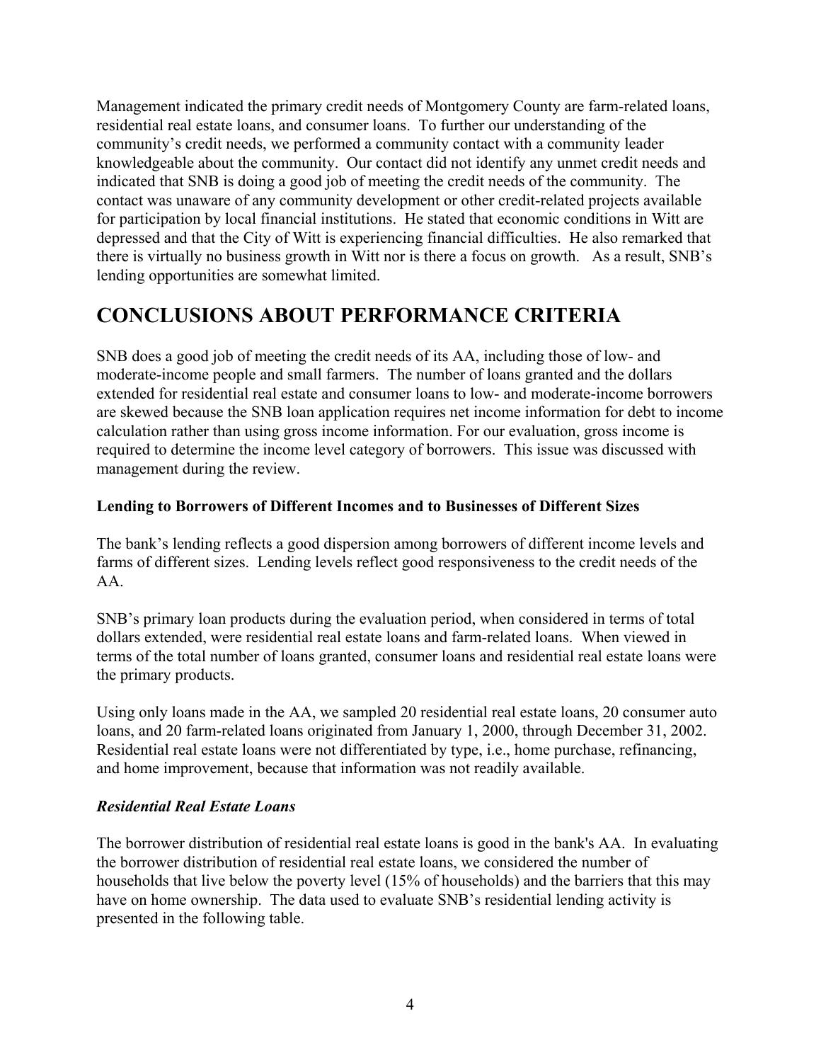Management indicated the primary credit needs of Montgomery County are farm-related loans, residential real estate loans, and consumer loans. To further our understanding of the community's credit needs, we performed a community contact with a community leader knowledgeable about the community. Our contact did not identify any unmet credit needs and indicated that SNB is doing a good job of meeting the credit needs of the community. The contact was unaware of any community development or other credit-related projects available for participation by local financial institutions. He stated that economic conditions in Witt are depressed and that the City of Witt is experiencing financial difficulties. He also remarked that there is virtually no business growth in Witt nor is there a focus on growth. As a result, SNB's lending opportunities are somewhat limited.

# CONCLUSIONS ABOUT PERFORMANCE CRITERIA

SNB does a good job of meeting the credit needs of its AA, including those of low- and moderate-income people and small farmers. The number of loans granted and the dollars extended for residential real estate and consumer loans to low- and moderate-income borrowers are skewed because the SNB loan application requires net income information for debt to income calculation rather than using gross income information. For our evaluation, gross income is required to determine the income level category of borrowers. This issue was discussed with management during the review.

**Lending to Borrowers of Different Incomes and to Businesses of Different Sizes**

The bank's lending reflects a good dispersion among borrowers of different income levels and farms of different sizes. Lending levels reflect good responsiveness to the credit needs of the AA.

SNB's primary loan products during the evaluation period, when considered in terms of total dollars extended, were residential real estate loans and farm-related loans. When viewed in terms of the total number of loans granted, consumer loans and residential real estate loans were the primary products.

Using only loans made in the AA, we sampled 20 residential real estate loans, 20 consumer auto loans, and 20 farm-related loans originated from January 1, 2000, through December 31, 2002. Residential real estate loans were not differentiated by type, i.e., home purchase, refinancing, and home improvement, because that information was not readily available.

***Residential Real Estate Loans***

The borrower distribution of residential real estate loans is good in the bank's AA. In evaluating the borrower distribution of residential real estate loans, we considered the number of households that live below the poverty level (15% of households) and the barriers that this may have on home ownership. The data used to evaluate SNB's residential lending activity is presented in the following table.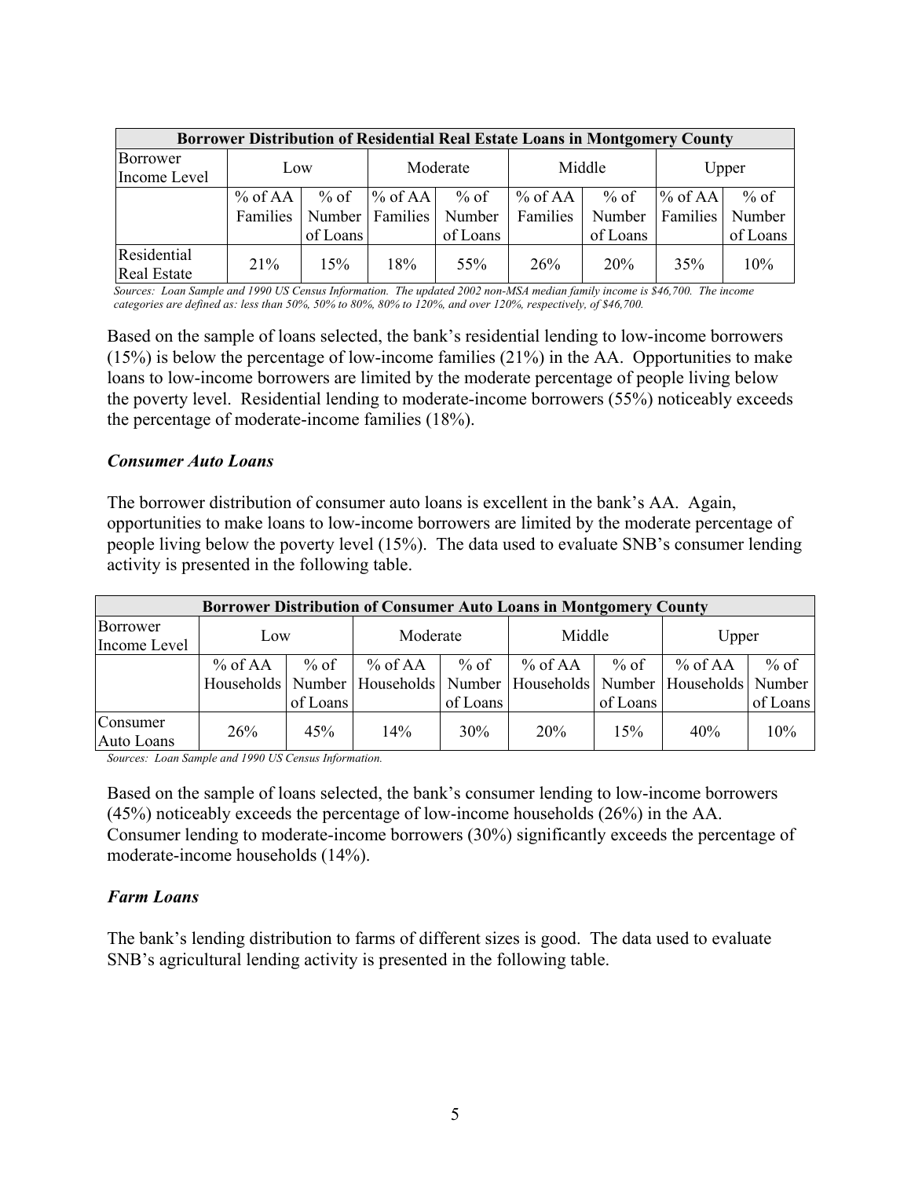| Borrower Distribution of Residential Real Estate Loans in Montgomery County | | | | | | | | |
|---|---|---|---|---|---|---|---|---|
| Borrower Income Level | Low | | Moderate | | Middle | | Upper | |
| | % of AA Families | % of Number of Loans | % of AA Families | % of Number of Loans | % of AA Families | % of Number of Loans | % of AA Families | % of Number of Loans |
| Residential Real Estate | 21% | 15% | 18% | 55% | 26% | 20% | 35% | 10% |

*Sources: Loan Sample and 1990 US Census Information. The updated 2002 non-MSA median family income is $46,700. The income categories are defined as: less than 50%, 50% to 80%, 80% to 120%, and over 120%, respectively, of $46,700.*

Based on the sample of loans selected, the bank's residential lending to low-income borrowers (15%) is below the percentage of low-income families (21%) in the AA. Opportunities to make loans to low-income borrowers are limited by the moderate percentage of people living below the poverty level. Residential lending to moderate-income borrowers (55%) noticeably exceeds the percentage of moderate-income families (18%).

### *Consumer Auto Loans*

The borrower distribution of consumer auto loans is excellent in the bank's AA. Again, opportunities to make loans to low-income borrowers are limited by the moderate percentage of people living below the poverty level (15%). The data used to evaluate SNB's consumer lending activity is presented in the following table.

| Borrower Distribution of Consumer Auto Loans in Montgomery County | | | | | | | | |
|---|---|---|---|---|---|---|---|---|
| Borrower Income Level | Low | | Moderate | | Middle | | Upper | |
| | % of AA Households | % of Number of Loans | % of AA Households | % of Number of Loans | % of AA Households | % of Number of Loans | % of AA Households | % of Number of Loans |
| Consumer Auto Loans | 26% | 45% | 14% | 30% | 20% | 15% | 40% | 10% |

*Sources: Loan Sample and 1990 US Census Information.*

Based on the sample of loans selected, the bank's consumer lending to low-income borrowers (45%) noticeably exceeds the percentage of low-income households (26%) in the AA. Consumer lending to moderate-income borrowers (30%) significantly exceeds the percentage of moderate-income households (14%).

### *Farm Loans*

The bank's lending distribution to farms of different sizes is good. The data used to evaluate SNB's agricultural lending activity is presented in the following table.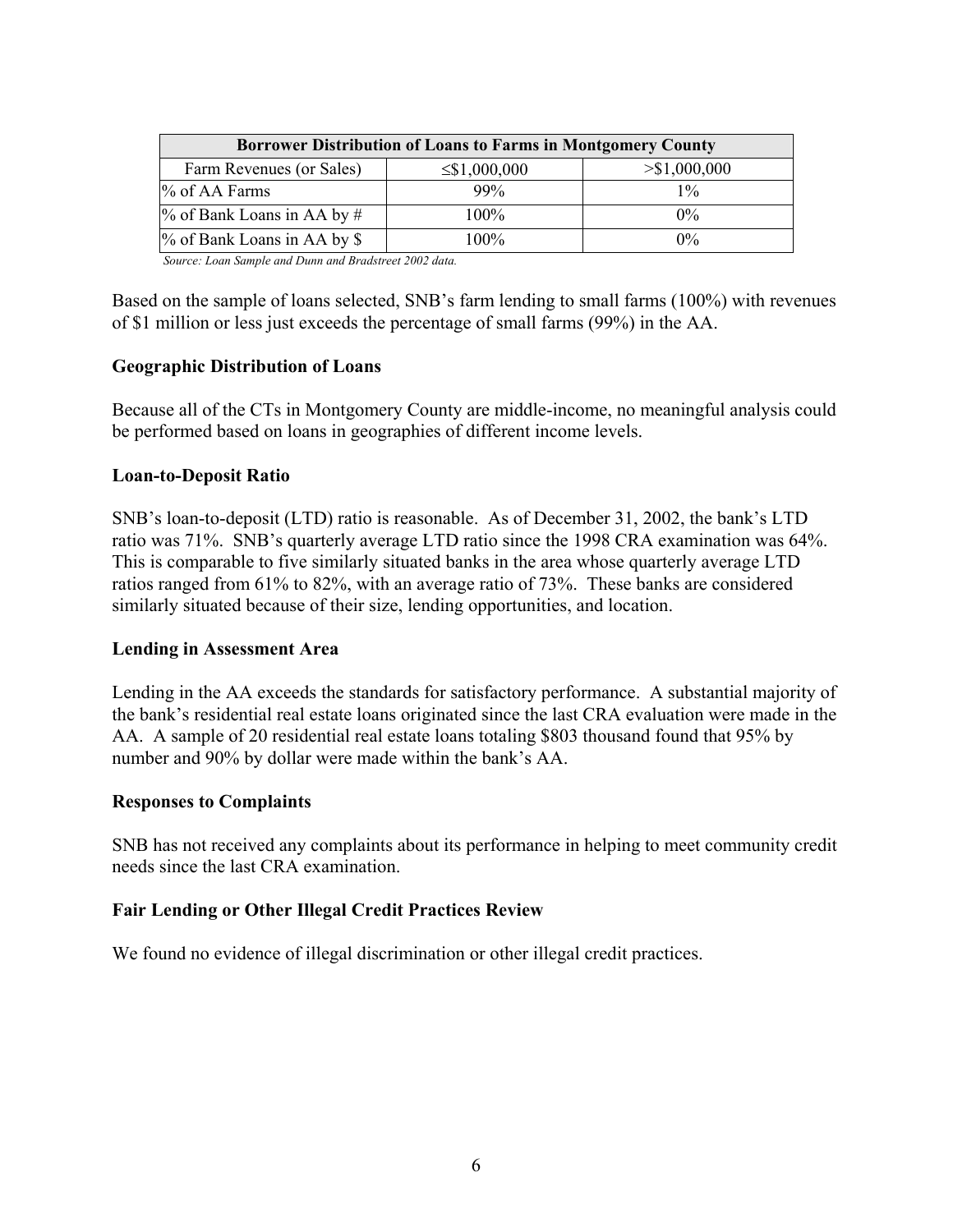| Borrower Distribution of Loans to Farms in Montgomery County | | |
| --- | --- | --- |
| Farm Revenues (or Sales) | ≤$1,000,000 | >$1,000,000 |
| % of AA Farms | 99% | 1% |
| % of Bank Loans in AA by # | 100% | 0% |
| % of Bank Loans in AA by $ | 100% | 0% |

*Source: Loan Sample and Dunn and Bradstreet 2002 data.*

Based on the sample of loans selected, SNB's farm lending to small farms (100%) with revenues of $1 million or less just exceeds the percentage of small farms (99%) in the AA.

### Geographic Distribution of Loans

Because all of the CTs in Montgomery County are middle-income, no meaningful analysis could be performed based on loans in geographies of different income levels.

### Loan-to-Deposit Ratio

SNB's loan-to-deposit (LTD) ratio is reasonable. As of December 31, 2002, the bank's LTD ratio was 71%. SNB's quarterly average LTD ratio since the 1998 CRA examination was 64%. This is comparable to five similarly situated banks in the area whose quarterly average LTD ratios ranged from 61% to 82%, with an average ratio of 73%. These banks are considered similarly situated because of their size, lending opportunities, and location.

### Lending in Assessment Area

Lending in the AA exceeds the standards for satisfactory performance. A substantial majority of the bank's residential real estate loans originated since the last CRA evaluation were made in the AA. A sample of 20 residential real estate loans totaling $803 thousand found that 95% by number and 90% by dollar were made within the bank's AA.

### Responses to Complaints

SNB has not received any complaints about its performance in helping to meet community credit needs since the last CRA examination.

### Fair Lending or Other Illegal Credit Practices Review

We found no evidence of illegal discrimination or other illegal credit practices.